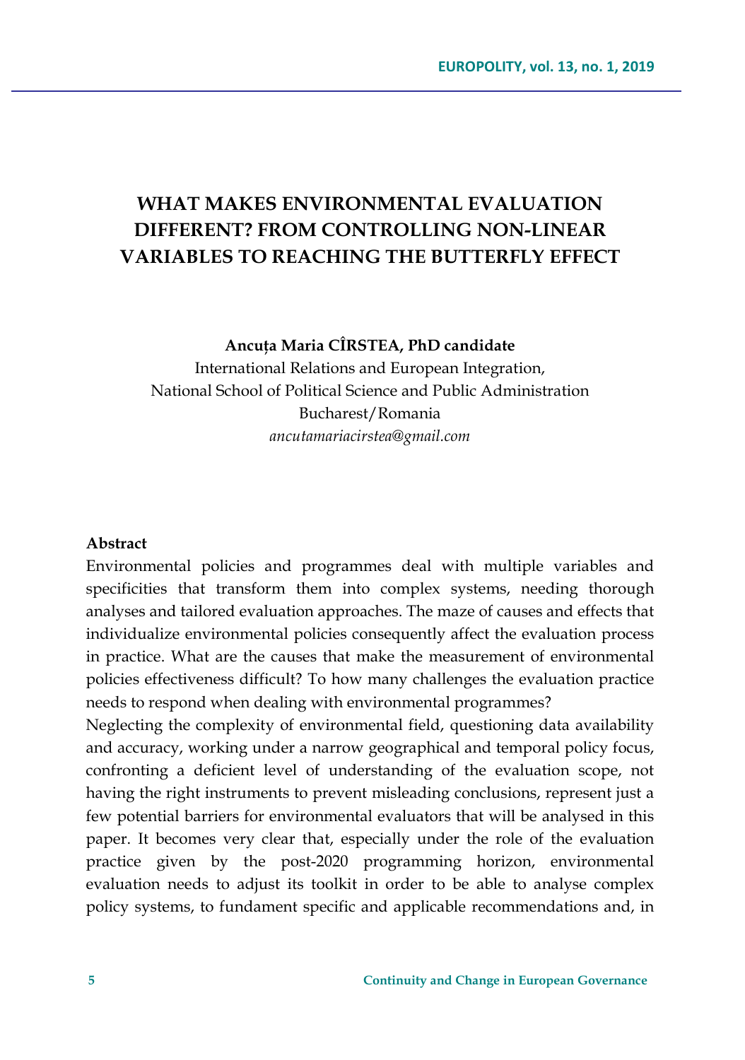# WHAT MAKES ENVIRONMENTAL EVALUATION DIFFERENT? FROM CONTROLLING NON-LINEAR VARIABLES TO REACHING THE BUTTERFLY EFFECT

**Ancuța Maria CÎRSTEA, PhD candidate**
International Relations and European Integration,
National School of Political Science and Public Administration
Bucharest/Romania
*ancutamariacirstea@gmail.com*

**Abstract**

Environmental policies and programmes deal with multiple variables and specificities that transform them into complex systems, needing thorough analyses and tailored evaluation approaches. The maze of causes and effects that individualize environmental policies consequently affect the evaluation process in practice. What are the causes that make the measurement of environmental policies effectiveness difficult? To how many challenges the evaluation practice needs to respond when dealing with environmental programmes?

Neglecting the complexity of environmental field, questioning data availability and accuracy, working under a narrow geographical and temporal policy focus, confronting a deficient level of understanding of the evaluation scope, not having the right instruments to prevent misleading conclusions, represent just a few potential barriers for environmental evaluators that will be analysed in this paper. It becomes very clear that, especially under the role of the evaluation practice given by the post-2020 programming horizon, environmental evaluation needs to adjust its toolkit in order to be able to analyse complex policy systems, to fundament specific and applicable recommendations and, in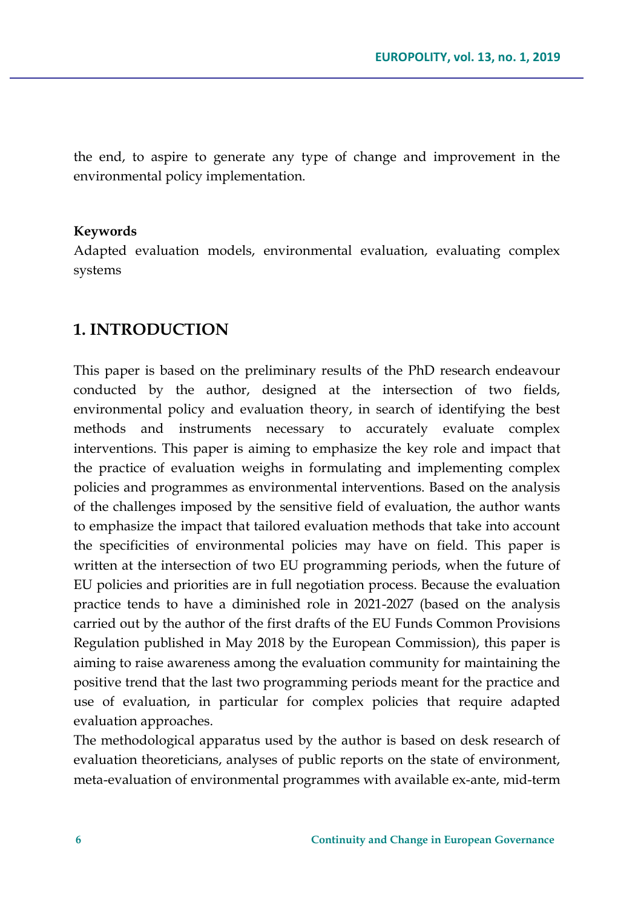the end, to aspire to generate any type of change and improvement in the environmental policy implementation.

**Keywords**

Adapted evaluation models, environmental evaluation, evaluating complex systems

## 1. INTRODUCTION

This paper is based on the preliminary results of the PhD research endeavour conducted by the author, designed at the intersection of two fields, environmental policy and evaluation theory, in search of identifying the best methods and instruments necessary to accurately evaluate complex interventions. This paper is aiming to emphasize the key role and impact that the practice of evaluation weighs in formulating and implementing complex policies and programmes as environmental interventions. Based on the analysis of the challenges imposed by the sensitive field of evaluation, the author wants to emphasize the impact that tailored evaluation methods that take into account the specificities of environmental policies may have on field. This paper is written at the intersection of two EU programming periods, when the future of EU policies and priorities are in full negotiation process. Because the evaluation practice tends to have a diminished role in 2021-2027 (based on the analysis carried out by the author of the first drafts of the EU Funds Common Provisions Regulation published in May 2018 by the European Commission), this paper is aiming to raise awareness among the evaluation community for maintaining the positive trend that the last two programming periods meant for the practice and use of evaluation, in particular for complex policies that require adapted evaluation approaches.

The methodological apparatus used by the author is based on desk research of evaluation theoreticians, analyses of public reports on the state of environment, meta-evaluation of environmental programmes with available ex-ante, mid-term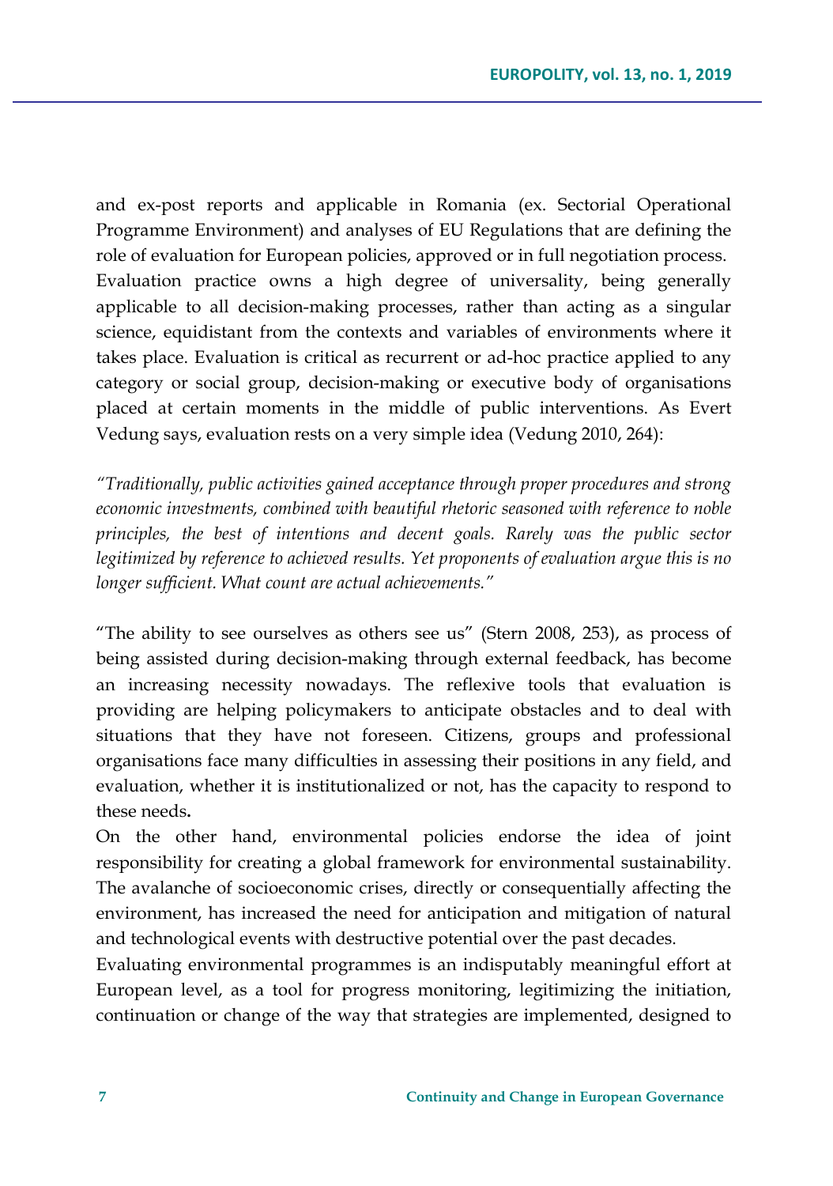and ex-post reports and applicable in Romania (ex. Sectorial Operational Programme Environment) and analyses of EU Regulations that are defining the role of evaluation for European policies, approved or in full negotiation process.
Evaluation practice owns a high degree of universality, being generally applicable to all decision-making processes, rather than acting as a singular science, equidistant from the contexts and variables of environments where it takes place. Evaluation is critical as recurrent or ad-hoc practice applied to any category or social group, decision-making or executive body of organisations placed at certain moments in the middle of public interventions. As Evert Vedung says, evaluation rests on a very simple idea (Vedung 2010, 264):

*"Traditionally, public activities gained acceptance through proper procedures and strong economic investments, combined with beautiful rhetoric seasoned with reference to noble principles, the best of intentions and decent goals. Rarely was the public sector legitimized by reference to achieved results. Yet proponents of evaluation argue this is no longer sufficient. What count are actual achievements."*

"The ability to see ourselves as others see us" (Stern 2008, 253), as process of being assisted during decision-making through external feedback, has become an increasing necessity nowadays. The reflexive tools that evaluation is providing are helping policymakers to anticipate obstacles and to deal with situations that they have not foreseen. Citizens, groups and professional organisations face many difficulties in assessing their positions in any field, and evaluation, whether it is institutionalized or not, has the capacity to respond to these needs.
On the other hand, environmental policies endorse the idea of joint responsibility for creating a global framework for environmental sustainability. The avalanche of socioeconomic crises, directly or consequentially affecting the environment, has increased the need for anticipation and mitigation of natural and technological events with destructive potential over the past decades.
Evaluating environmental programmes is an indisputably meaningful effort at European level, as a tool for progress monitoring, legitimizing the initiation, continuation or change of the way that strategies are implemented, designed to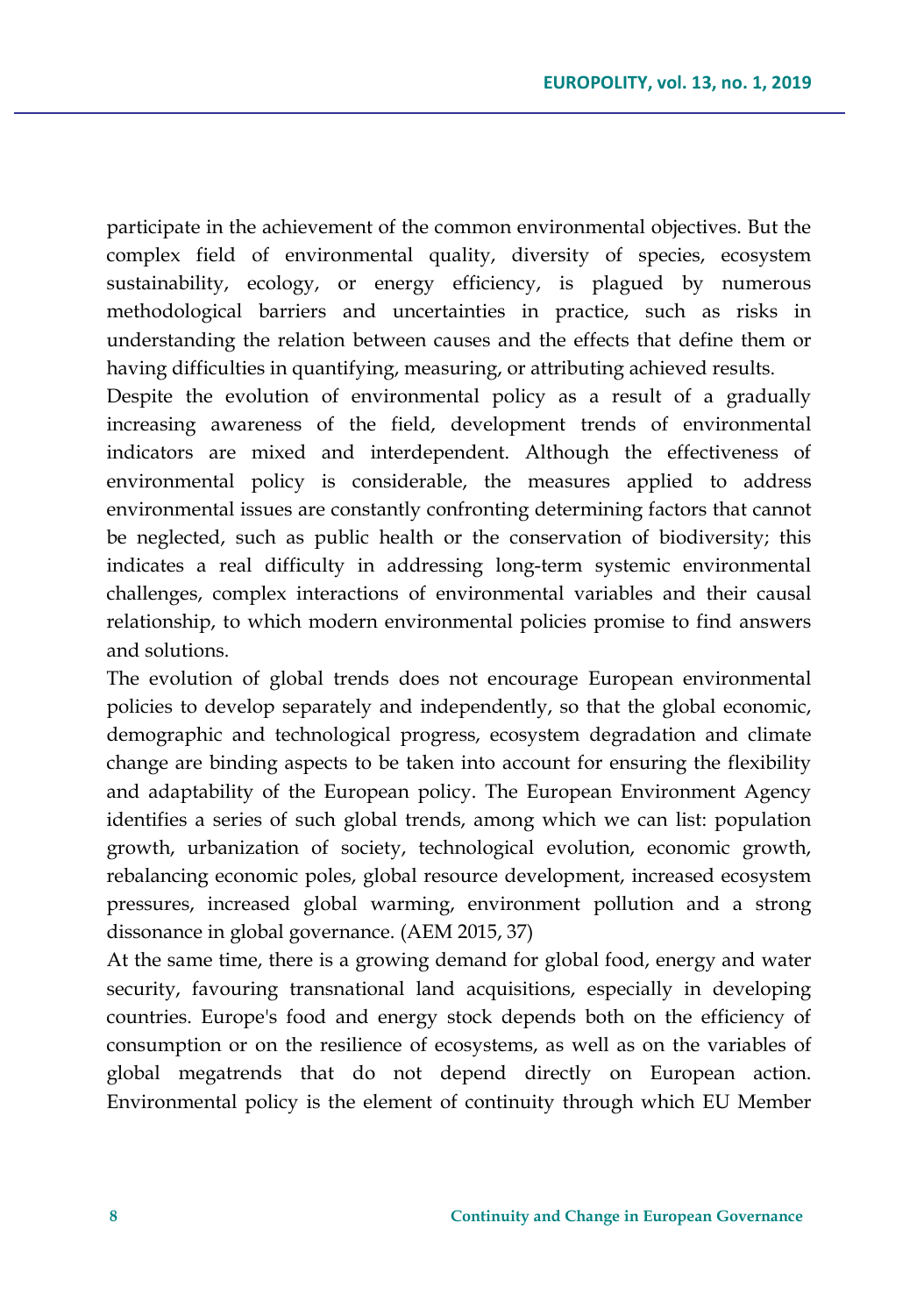participate in the achievement of the common environmental objectives. But the complex field of environmental quality, diversity of species, ecosystem sustainability, ecology, or energy efficiency, is plagued by numerous methodological barriers and uncertainties in practice, such as risks in understanding the relation between causes and the effects that define them or having difficulties in quantifying, measuring, or attributing achieved results.

Despite the evolution of environmental policy as a result of a gradually increasing awareness of the field, development trends of environmental indicators are mixed and interdependent. Although the effectiveness of environmental policy is considerable, the measures applied to address environmental issues are constantly confronting determining factors that cannot be neglected, such as public health or the conservation of biodiversity; this indicates a real difficulty in addressing long-term systemic environmental challenges, complex interactions of environmental variables and their causal relationship, to which modern environmental policies promise to find answers and solutions.

The evolution of global trends does not encourage European environmental policies to develop separately and independently, so that the global economic, demographic and technological progress, ecosystem degradation and climate change are binding aspects to be taken into account for ensuring the flexibility and adaptability of the European policy. The European Environment Agency identifies a series of such global trends, among which we can list: population growth, urbanization of society, technological evolution, economic growth, rebalancing economic poles, global resource development, increased ecosystem pressures, increased global warming, environment pollution and a strong dissonance in global governance. (AEM 2015, 37)

At the same time, there is a growing demand for global food, energy and water security, favouring transnational land acquisitions, especially in developing countries. Europe's food and energy stock depends both on the efficiency of consumption or on the resilience of ecosystems, as well as on the variables of global megatrends that do not depend directly on European action. Environmental policy is the element of continuity through which EU Member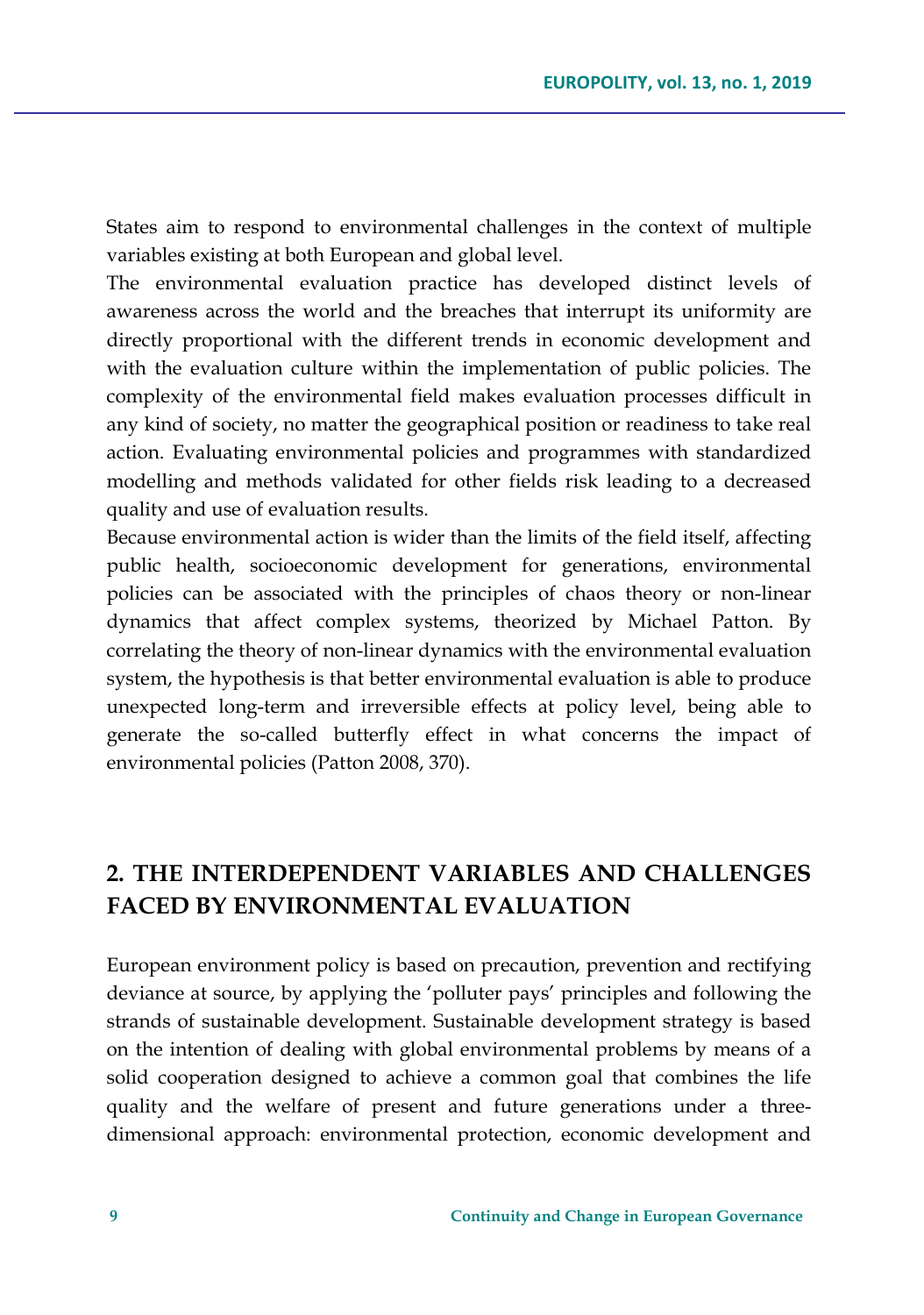States aim to respond to environmental challenges in the context of multiple variables existing at both European and global level.

The environmental evaluation practice has developed distinct levels of awareness across the world and the breaches that interrupt its uniformity are directly proportional with the different trends in economic development and with the evaluation culture within the implementation of public policies. The complexity of the environmental field makes evaluation processes difficult in any kind of society, no matter the geographical position or readiness to take real action. Evaluating environmental policies and programmes with standardized modelling and methods validated for other fields risk leading to a decreased quality and use of evaluation results.

Because environmental action is wider than the limits of the field itself, affecting public health, socioeconomic development for generations, environmental policies can be associated with the principles of chaos theory or non-linear dynamics that affect complex systems, theorized by Michael Patton. By correlating the theory of non-linear dynamics with the environmental evaluation system, the hypothesis is that better environmental evaluation is able to produce unexpected long-term and irreversible effects at policy level, being able to generate the so-called butterfly effect in what concerns the impact of environmental policies (Patton 2008, 370).

## 2. THE INTERDEPENDENT VARIABLES AND CHALLENGES FACED BY ENVIRONMENTAL EVALUATION

European environment policy is based on precaution, prevention and rectifying deviance at source, by applying the 'polluter pays' principles and following the strands of sustainable development. Sustainable development strategy is based on the intention of dealing with global environmental problems by means of a solid cooperation designed to achieve a common goal that combines the life quality and the welfare of present and future generations under a three-dimensional approach: environmental protection, economic development and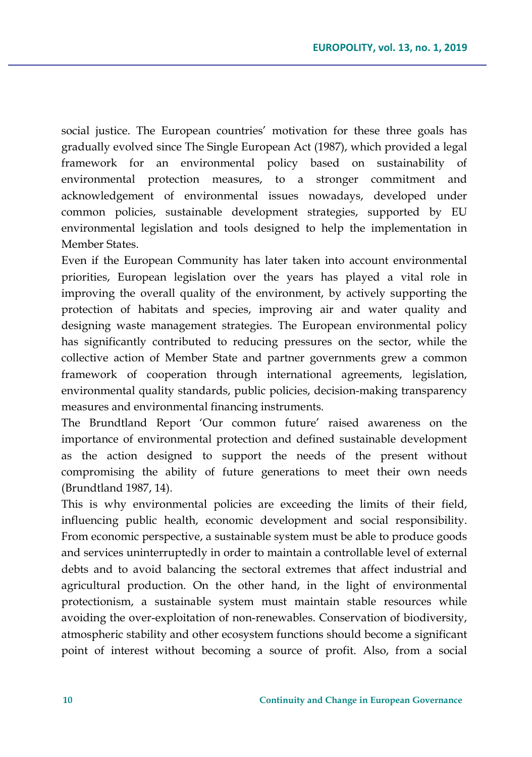social justice. The European countries' motivation for these three goals has gradually evolved since The Single European Act (1987), which provided a legal framework for an environmental policy based on sustainability of environmental protection measures, to a stronger commitment and acknowledgement of environmental issues nowadays, developed under common policies, sustainable development strategies, supported by EU environmental legislation and tools designed to help the implementation in Member States.

Even if the European Community has later taken into account environmental priorities, European legislation over the years has played a vital role in improving the overall quality of the environment, by actively supporting the protection of habitats and species, improving air and water quality and designing waste management strategies. The European environmental policy has significantly contributed to reducing pressures on the sector, while the collective action of Member State and partner governments grew a common framework of cooperation through international agreements, legislation, environmental quality standards, public policies, decision-making transparency measures and environmental financing instruments.

The Brundtland Report 'Our common future' raised awareness on the importance of environmental protection and defined sustainable development as the action designed to support the needs of the present without compromising the ability of future generations to meet their own needs (Brundtland 1987, 14).

This is why environmental policies are exceeding the limits of their field, influencing public health, economic development and social responsibility. From economic perspective, a sustainable system must be able to produce goods and services uninterruptedly in order to maintain a controllable level of external debts and to avoid balancing the sectoral extremes that affect industrial and agricultural production. On the other hand, in the light of environmental protectionism, a sustainable system must maintain stable resources while avoiding the over-exploitation of non-renewables. Conservation of biodiversity, atmospheric stability and other ecosystem functions should become a significant point of interest without becoming a source of profit. Also, from a social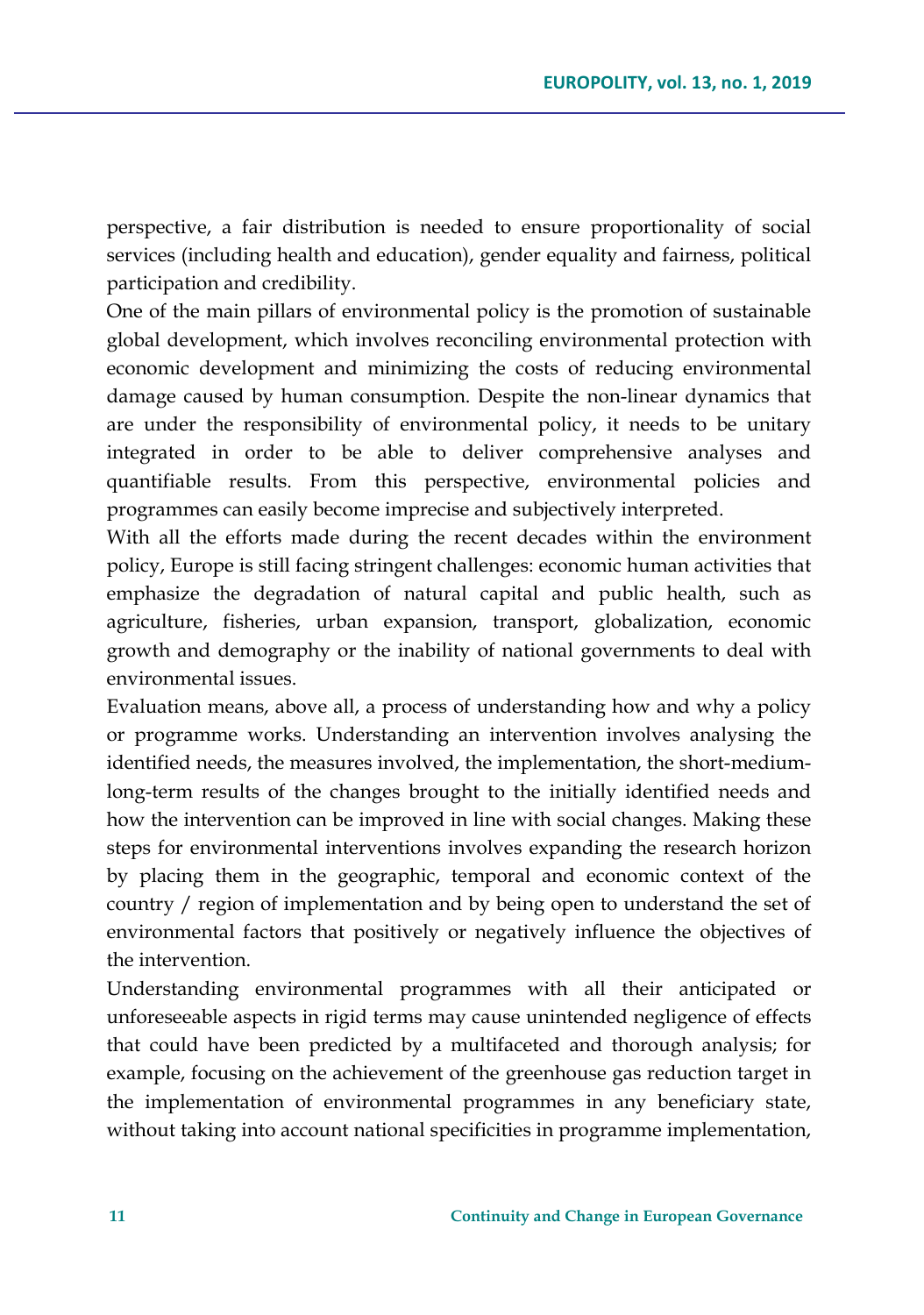perspective, a fair distribution is needed to ensure proportionality of social services (including health and education), gender equality and fairness, political participation and credibility.

One of the main pillars of environmental policy is the promotion of sustainable global development, which involves reconciling environmental protection with economic development and minimizing the costs of reducing environmental damage caused by human consumption. Despite the non-linear dynamics that are under the responsibility of environmental policy, it needs to be unitary integrated in order to be able to deliver comprehensive analyses and quantifiable results. From this perspective, environmental policies and programmes can easily become imprecise and subjectively interpreted.

With all the efforts made during the recent decades within the environment policy, Europe is still facing stringent challenges: economic human activities that emphasize the degradation of natural capital and public health, such as agriculture, fisheries, urban expansion, transport, globalization, economic growth and demography or the inability of national governments to deal with environmental issues.

Evaluation means, above all, a process of understanding how and why a policy or programme works. Understanding an intervention involves analysing the identified needs, the measures involved, the implementation, the short-medium-long-term results of the changes brought to the initially identified needs and how the intervention can be improved in line with social changes. Making these steps for environmental interventions involves expanding the research horizon by placing them in the geographic, temporal and economic context of the country / region of implementation and by being open to understand the set of environmental factors that positively or negatively influence the objectives of the intervention.

Understanding environmental programmes with all their anticipated or unforeseeable aspects in rigid terms may cause unintended negligence of effects that could have been predicted by a multifaceted and thorough analysis; for example, focusing on the achievement of the greenhouse gas reduction target in the implementation of environmental programmes in any beneficiary state, without taking into account national specificities in programme implementation,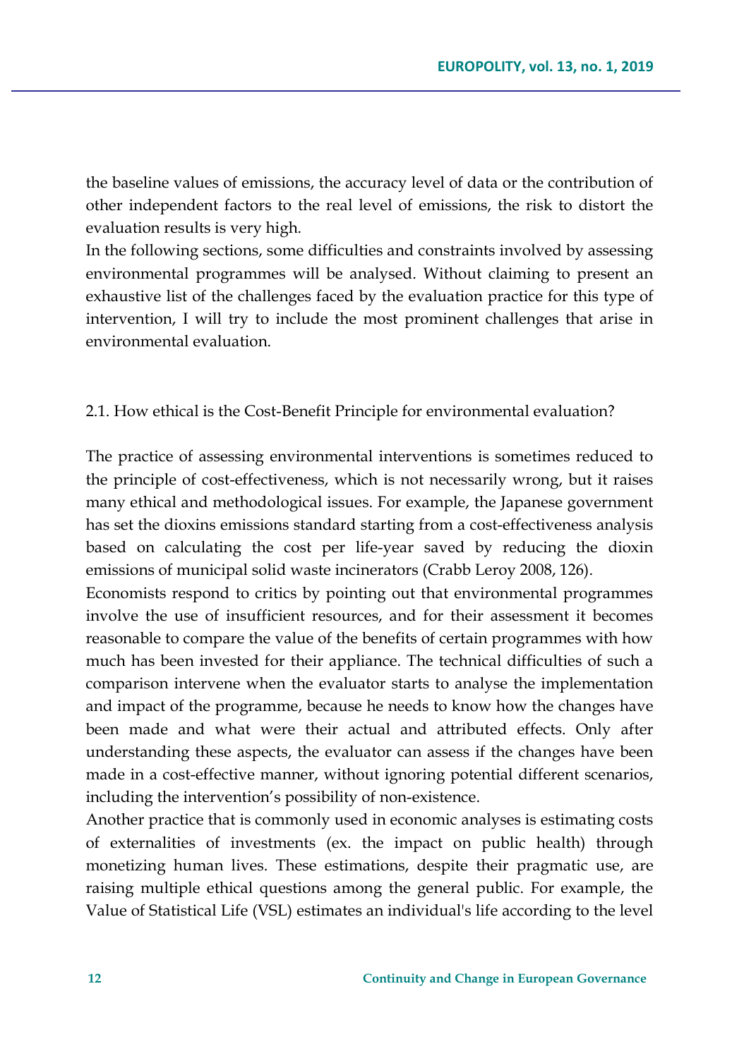the baseline values of emissions, the accuracy level of data or the contribution of other independent factors to the real level of emissions, the risk to distort the evaluation results is very high.

In the following sections, some difficulties and constraints involved by assessing environmental programmes will be analysed. Without claiming to present an exhaustive list of the challenges faced by the evaluation practice for this type of intervention, I will try to include the most prominent challenges that arise in environmental evaluation.

### 2.1. How ethical is the Cost-Benefit Principle for environmental evaluation?

The practice of assessing environmental interventions is sometimes reduced to the principle of cost-effectiveness, which is not necessarily wrong, but it raises many ethical and methodological issues. For example, the Japanese government has set the dioxins emissions standard starting from a cost-effectiveness analysis based on calculating the cost per life-year saved by reducing the dioxin emissions of municipal solid waste incinerators (Crabb Leroy 2008, 126).

Economists respond to critics by pointing out that environmental programmes involve the use of insufficient resources, and for their assessment it becomes reasonable to compare the value of the benefits of certain programmes with how much has been invested for their appliance. The technical difficulties of such a comparison intervene when the evaluator starts to analyse the implementation and impact of the programme, because he needs to know how the changes have been made and what were their actual and attributed effects. Only after understanding these aspects, the evaluator can assess if the changes have been made in a cost-effective manner, without ignoring potential different scenarios, including the intervention's possibility of non-existence.

Another practice that is commonly used in economic analyses is estimating costs of externalities of investments (ex. the impact on public health) through monetizing human lives. These estimations, despite their pragmatic use, are raising multiple ethical questions among the general public. For example, the Value of Statistical Life (VSL) estimates an individual's life according to the level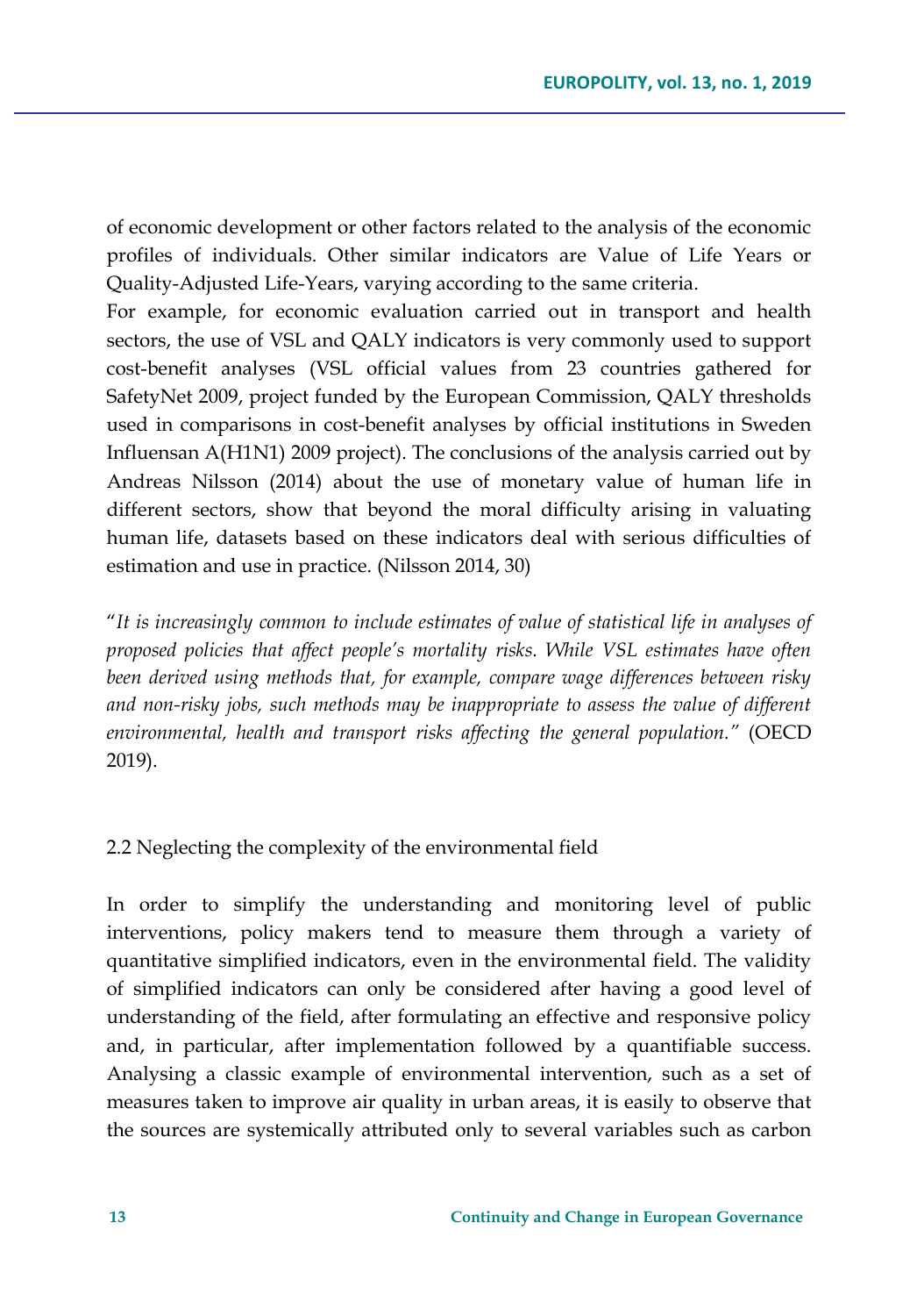of economic development or other factors related to the analysis of the economic profiles of individuals. Other similar indicators are Value of Life Years or Quality-Adjusted Life-Years, varying according to the same criteria.

For example, for economic evaluation carried out in transport and health sectors, the use of VSL and QALY indicators is very commonly used to support cost-benefit analyses (VSL official values from 23 countries gathered for SafetyNet 2009, project funded by the European Commission, QALY thresholds used in comparisons in cost-benefit analyses by official institutions in Sweden Influensan A(H1N1) 2009 project). The conclusions of the analysis carried out by Andreas Nilsson (2014) about the use of monetary value of human life in different sectors, show that beyond the moral difficulty arising in valuating human life, datasets based on these indicators deal with serious difficulties of estimation and use in practice. (Nilsson 2014, 30)

"*It is increasingly common to include estimates of value of statistical life in analyses of proposed policies that affect people's mortality risks. While VSL estimates have often been derived using methods that, for example, compare wage differences between risky and non-risky jobs, such methods may be inappropriate to assess the value of different environmental, health and transport risks affecting the general population.*" (OECD 2019).

### 2.2 Neglecting the complexity of the environmental field

In order to simplify the understanding and monitoring level of public interventions, policy makers tend to measure them through a variety of quantitative simplified indicators, even in the environmental field. The validity of simplified indicators can only be considered after having a good level of understanding of the field, after formulating an effective and responsive policy and, in particular, after implementation followed by a quantifiable success. Analysing a classic example of environmental intervention, such as a set of measures taken to improve air quality in urban areas, it is easily to observe that the sources are systemically attributed only to several variables such as carbon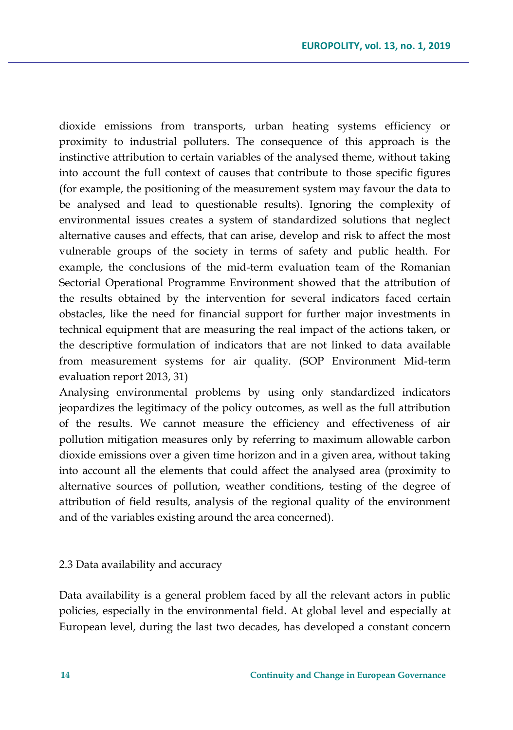dioxide emissions from transports, urban heating systems efficiency or proximity to industrial polluters. The consequence of this approach is the instinctive attribution to certain variables of the analysed theme, without taking into account the full context of causes that contribute to those specific figures (for example, the positioning of the measurement system may favour the data to be analysed and lead to questionable results). Ignoring the complexity of environmental issues creates a system of standardized solutions that neglect alternative causes and effects, that can arise, develop and risk to affect the most vulnerable groups of the society in terms of safety and public health. For example, the conclusions of the mid-term evaluation team of the Romanian Sectorial Operational Programme Environment showed that the attribution of the results obtained by the intervention for several indicators faced certain obstacles, like the need for financial support for further major investments in technical equipment that are measuring the real impact of the actions taken, or the descriptive formulation of indicators that are not linked to data available from measurement systems for air quality. (SOP Environment Mid-term evaluation report 2013, 31)

Analysing environmental problems by using only standardized indicators jeopardizes the legitimacy of the policy outcomes, as well as the full attribution of the results. We cannot measure the efficiency and effectiveness of air pollution mitigation measures only by referring to maximum allowable carbon dioxide emissions over a given time horizon and in a given area, without taking into account all the elements that could affect the analysed area (proximity to alternative sources of pollution, weather conditions, testing of the degree of attribution of field results, analysis of the regional quality of the environment and of the variables existing around the area concerned).

### 2.3 Data availability and accuracy

Data availability is a general problem faced by all the relevant actors in public policies, especially in the environmental field. At global level and especially at European level, during the last two decades, has developed a constant concern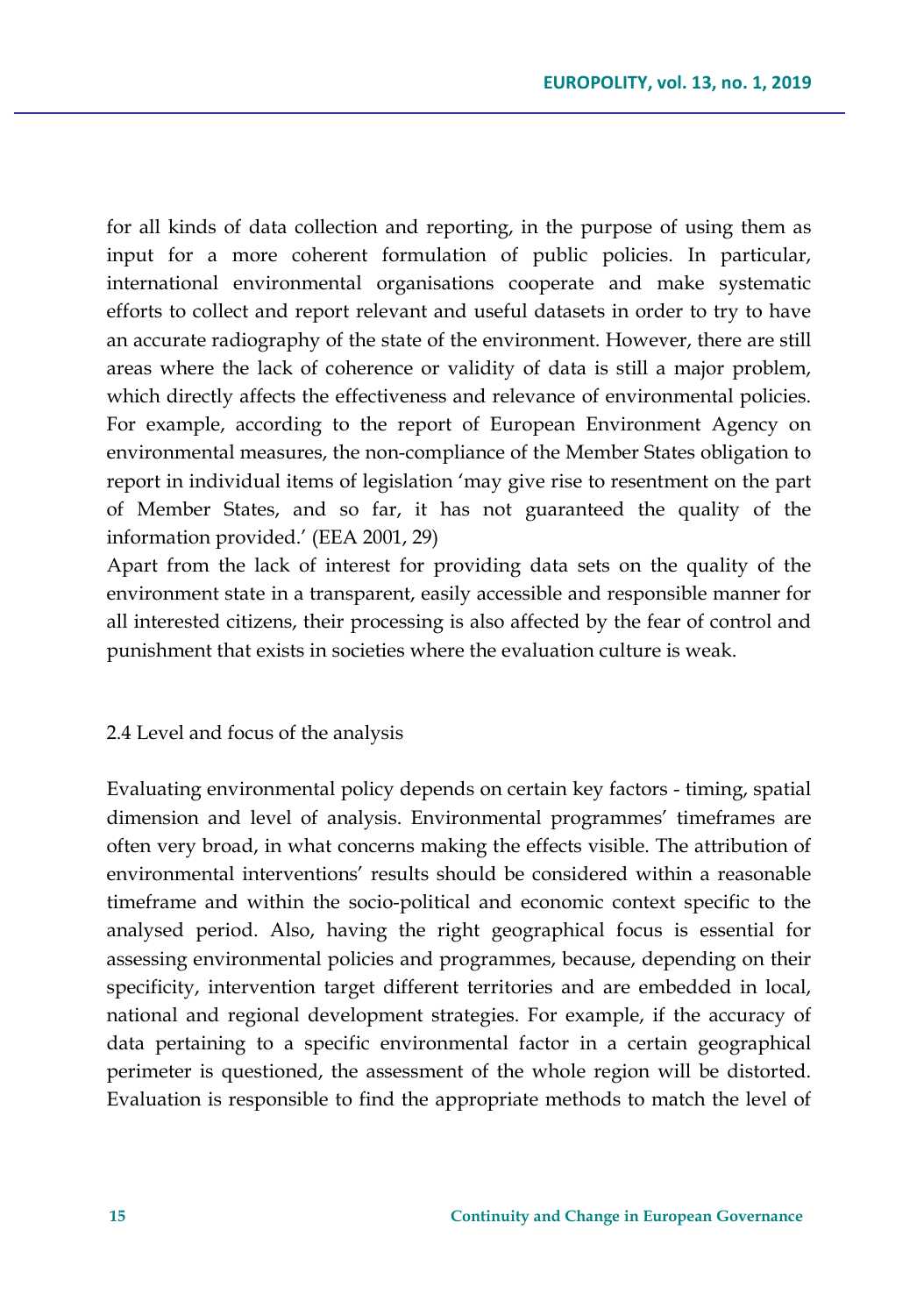for all kinds of data collection and reporting, in the purpose of using them as input for a more coherent formulation of public policies. In particular, international environmental organisations cooperate and make systematic efforts to collect and report relevant and useful datasets in order to try to have an accurate radiography of the state of the environment. However, there are still areas where the lack of coherence or validity of data is still a major problem, which directly affects the effectiveness and relevance of environmental policies. For example, according to the report of European Environment Agency on environmental measures, the non-compliance of the Member States obligation to report in individual items of legislation 'may give rise to resentment on the part of Member States, and so far, it has not guaranteed the quality of the information provided.' (EEA 2001, 29)

Apart from the lack of interest for providing data sets on the quality of the environment state in a transparent, easily accessible and responsible manner for all interested citizens, their processing is also affected by the fear of control and punishment that exists in societies where the evaluation culture is weak.

### 2.4 Level and focus of the analysis

Evaluating environmental policy depends on certain key factors - timing, spatial dimension and level of analysis. Environmental programmes' timeframes are often very broad, in what concerns making the effects visible. The attribution of environmental interventions' results should be considered within a reasonable timeframe and within the socio-political and economic context specific to the analysed period. Also, having the right geographical focus is essential for assessing environmental policies and programmes, because, depending on their specificity, intervention target different territories and are embedded in local, national and regional development strategies. For example, if the accuracy of data pertaining to a specific environmental factor in a certain geographical perimeter is questioned, the assessment of the whole region will be distorted. Evaluation is responsible to find the appropriate methods to match the level of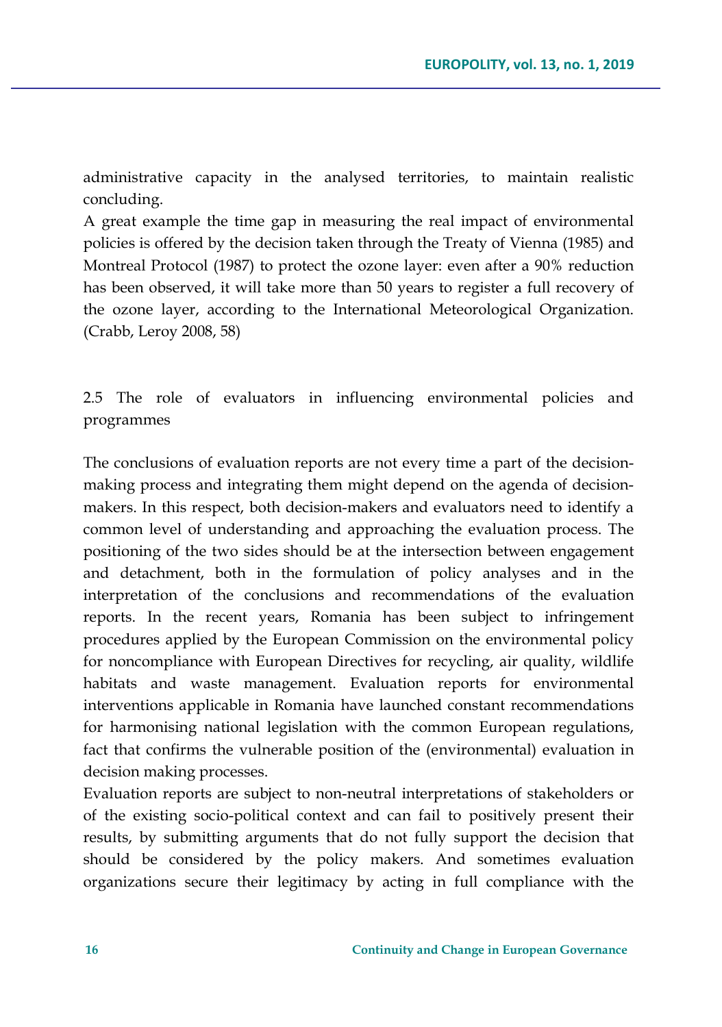administrative capacity in the analysed territories, to maintain realistic concluding.

A great example the time gap in measuring the real impact of environmental policies is offered by the decision taken through the Treaty of Vienna (1985) and Montreal Protocol (1987) to protect the ozone layer: even after a 90% reduction has been observed, it will take more than 50 years to register a full recovery of the ozone layer, according to the International Meteorological Organization. (Crabb, Leroy 2008, 58)

### 2.5 The role of evaluators in influencing environmental policies and programmes

The conclusions of evaluation reports are not every time a part of the decision-making process and integrating them might depend on the agenda of decision-makers. In this respect, both decision-makers and evaluators need to identify a common level of understanding and approaching the evaluation process. The positioning of the two sides should be at the intersection between engagement and detachment, both in the formulation of policy analyses and in the interpretation of the conclusions and recommendations of the evaluation reports. In the recent years, Romania has been subject to infringement procedures applied by the European Commission on the environmental policy for noncompliance with European Directives for recycling, air quality, wildlife habitats and waste management. Evaluation reports for environmental interventions applicable in Romania have launched constant recommendations for harmonising national legislation with the common European regulations, fact that confirms the vulnerable position of the (environmental) evaluation in decision making processes.

Evaluation reports are subject to non-neutral interpretations of stakeholders or of the existing socio-political context and can fail to positively present their results, by submitting arguments that do not fully support the decision that should be considered by the policy makers. And sometimes evaluation organizations secure their legitimacy by acting in full compliance with the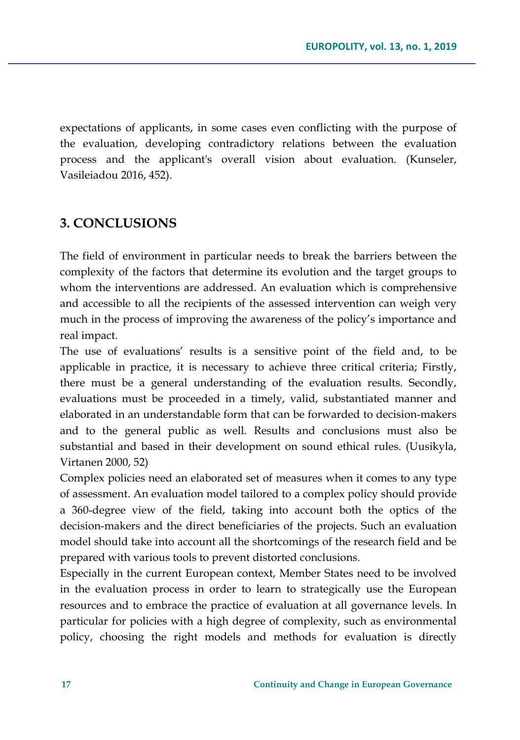expectations of applicants, in some cases even conflicting with the purpose of the evaluation, developing contradictory relations between the evaluation process and the applicant's overall vision about evaluation. (Kunseler, Vasileiadou 2016, 452).

## 3. CONCLUSIONS

The field of environment in particular needs to break the barriers between the complexity of the factors that determine its evolution and the target groups to whom the interventions are addressed. An evaluation which is comprehensive and accessible to all the recipients of the assessed intervention can weigh very much in the process of improving the awareness of the policy's importance and real impact.

The use of evaluations' results is a sensitive point of the field and, to be applicable in practice, it is necessary to achieve three critical criteria; Firstly, there must be a general understanding of the evaluation results. Secondly, evaluations must be proceeded in a timely, valid, substantiated manner and elaborated in an understandable form that can be forwarded to decision-makers and to the general public as well. Results and conclusions must also be substantial and based in their development on sound ethical rules. (Uusikyla, Virtanen 2000, 52)

Complex policies need an elaborated set of measures when it comes to any type of assessment. An evaluation model tailored to a complex policy should provide a 360-degree view of the field, taking into account both the optics of the decision-makers and the direct beneficiaries of the projects. Such an evaluation model should take into account all the shortcomings of the research field and be prepared with various tools to prevent distorted conclusions.

Especially in the current European context, Member States need to be involved in the evaluation process in order to learn to strategically use the European resources and to embrace the practice of evaluation at all governance levels. In particular for policies with a high degree of complexity, such as environmental policy, choosing the right models and methods for evaluation is directly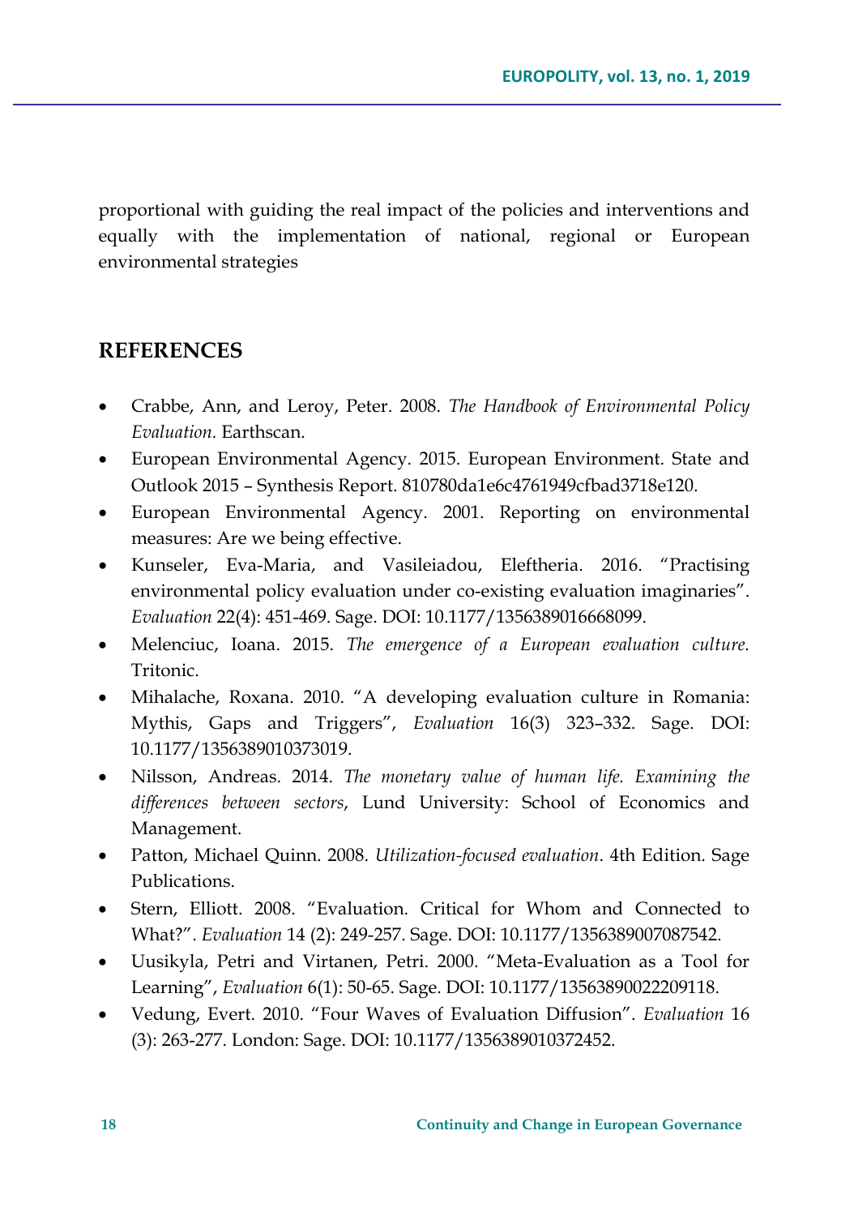proportional with guiding the real impact of the policies and interventions and equally with the implementation of national, regional or European environmental strategies

## REFERENCES

- Crabbe, Ann, and Leroy, Peter. 2008. *The Handbook of Environmental Policy Evaluation.* Earthscan.
- European Environmental Agency. 2015. European Environment. State and Outlook 2015 – Synthesis Report. 810780da1e6c4761949cfbad3718e120.
- European Environmental Agency. 2001. Reporting on environmental measures: Are we being effective.
- Kunseler, Eva-Maria, and Vasileiadou, Eleftheria. 2016. "Practising environmental policy evaluation under co-existing evaluation imaginaries". *Evaluation* 22(4): 451-469. Sage. DOI: 10.1177/1356389016668099.
- Melenciuc, Ioana. 2015. *The emergence of a European evaluation culture.* Tritonic.
- Mihalache, Roxana. 2010. "A developing evaluation culture in Romania: Mythis, Gaps and Triggers", *Evaluation* 16(3) 323–332. Sage. DOI: 10.1177/1356389010373019.
- Nilsson, Andreas. 2014. *The monetary value of human life. Examining the differences between sectors*, Lund University: School of Economics and Management.
- Patton, Michael Quinn. 2008. *Utilization-focused evaluation*. 4th Edition. Sage Publications.
- Stern, Elliott. 2008. "Evaluation. Critical for Whom and Connected to What?". *Evaluation* 14 (2): 249-257. Sage. DOI: 10.1177/1356389007087542.
- Uusikyla, Petri and Virtanen, Petri. 2000. "Meta-Evaluation as a Tool for Learning", *Evaluation* 6(1): 50-65. Sage. DOI: 10.1177/13563890022209118.
- Vedung, Evert. 2010. "Four Waves of Evaluation Diffusion". *Evaluation* 16 (3): 263-277. London: Sage. DOI: 10.1177/1356389010372452.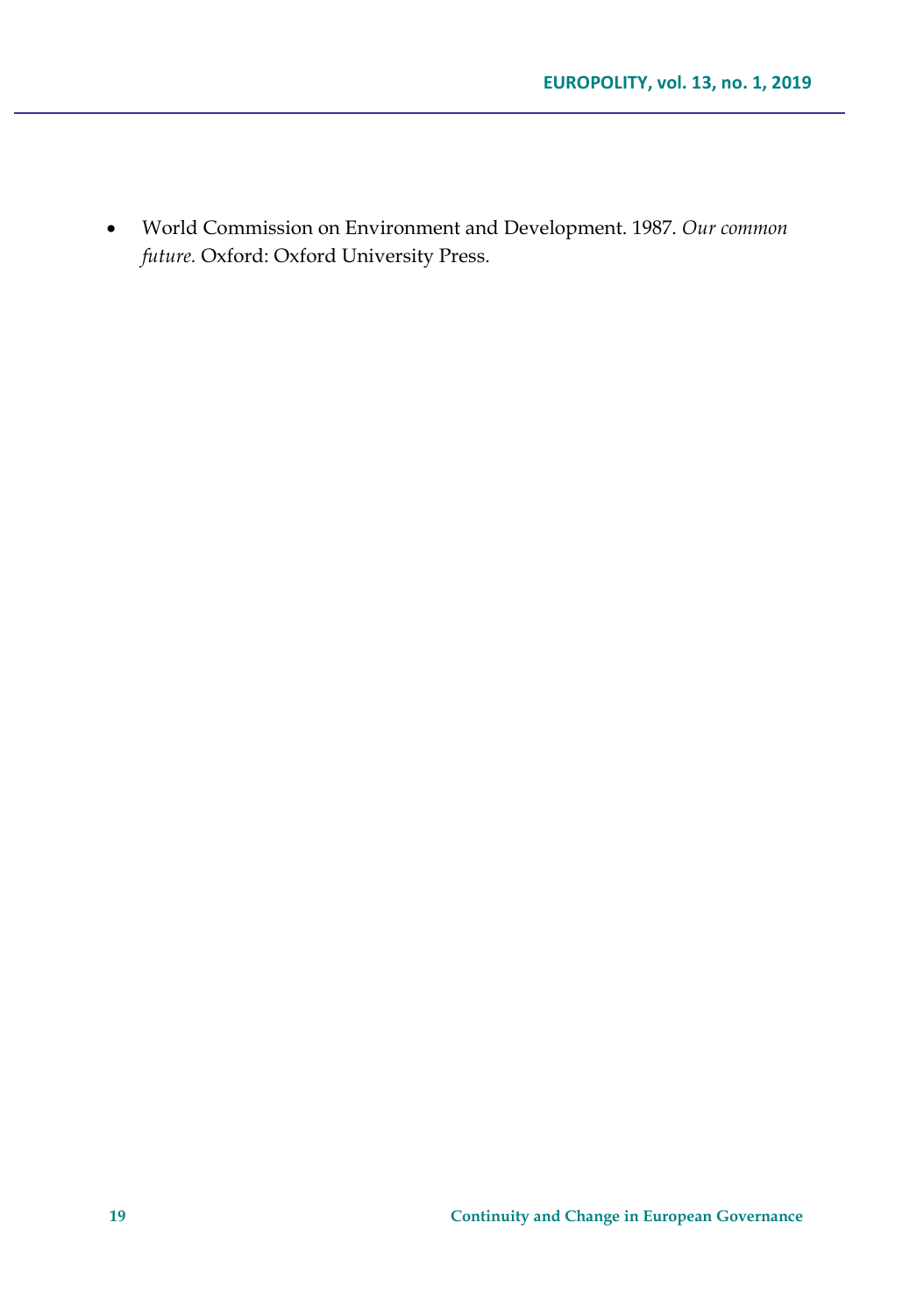- World Commission on Environment and Development. 1987. *Our common future.* Oxford: Oxford University Press.